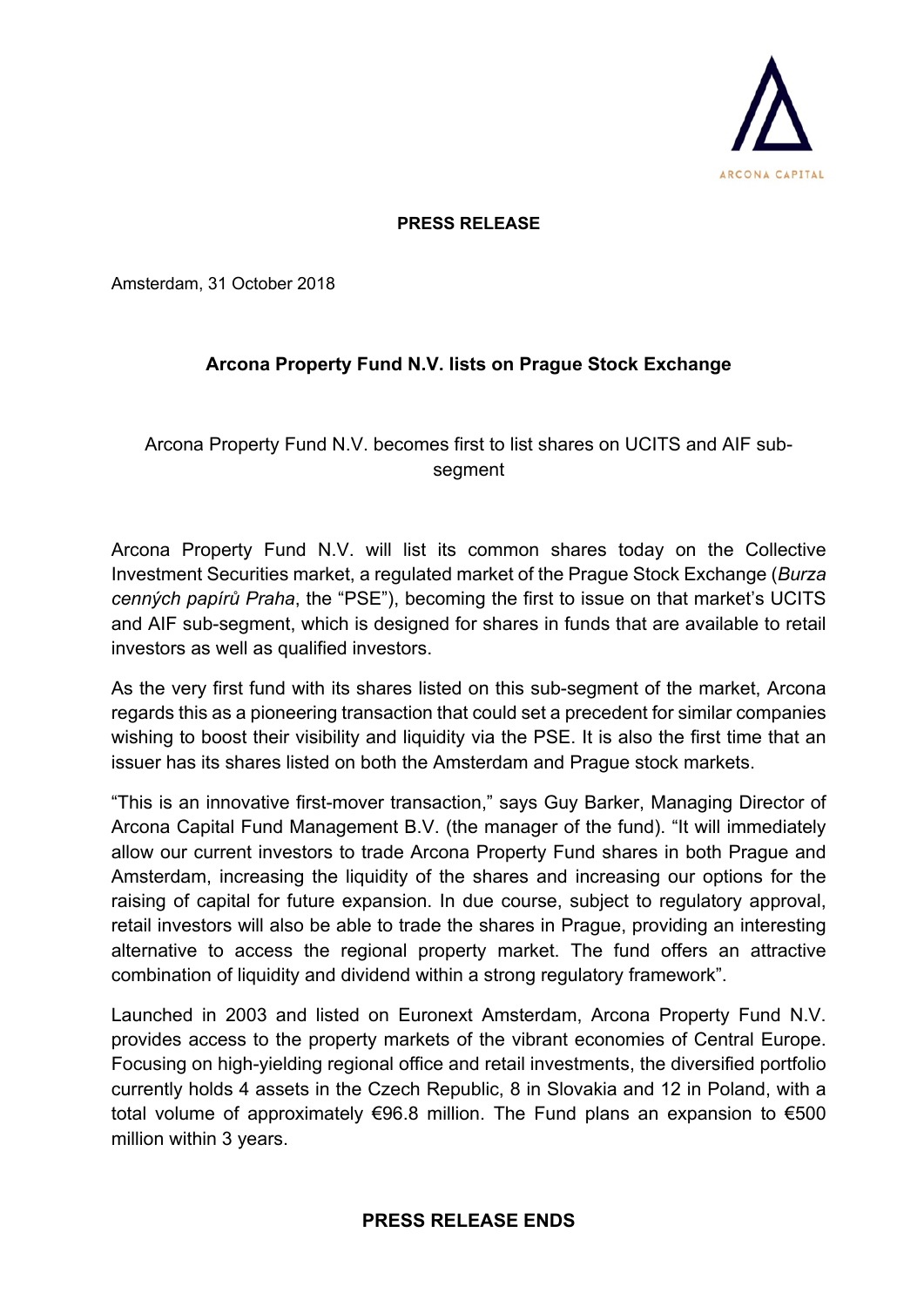ARCONA CAPITAL

**PRESS RELEASE**

Amsterdam, 31 October 2018

# Arcona Property Fund N.V. lists on Prague Stock Exchange

Arcona Property Fund N.V. becomes first to list shares on UCITS and AIF sub-segment

Arcona Property Fund N.V. will list its common shares today on the Collective Investment Securities market, a regulated market of the Prague Stock Exchange (*Burza cenných papírů Praha*, the "PSE"), becoming the first to issue on that market's UCITS and AIF sub-segment, which is designed for shares in funds that are available to retail investors as well as qualified investors.

As the very first fund with its shares listed on this sub-segment of the market, Arcona regards this as a pioneering transaction that could set a precedent for similar companies wishing to boost their visibility and liquidity via the PSE. It is also the first time that an issuer has its shares listed on both the Amsterdam and Prague stock markets.

"This is an innovative first-mover transaction," says Guy Barker, Managing Director of Arcona Capital Fund Management B.V. (the manager of the fund). "It will immediately allow our current investors to trade Arcona Property Fund shares in both Prague and Amsterdam, increasing the liquidity of the shares and increasing our options for the raising of capital for future expansion. In due course, subject to regulatory approval, retail investors will also be able to trade the shares in Prague, providing an interesting alternative to access the regional property market. The fund offers an attractive combination of liquidity and dividend within a strong regulatory framework".

Launched in 2003 and listed on Euronext Amsterdam, Arcona Property Fund N.V. provides access to the property markets of the vibrant economies of Central Europe. Focusing on high-yielding regional office and retail investments, the diversified portfolio currently holds 4 assets in the Czech Republic, 8 in Slovakia and 12 in Poland, with a total volume of approximately €96.8 million. The Fund plans an expansion to €500 million within 3 years.

**PRESS RELEASE ENDS**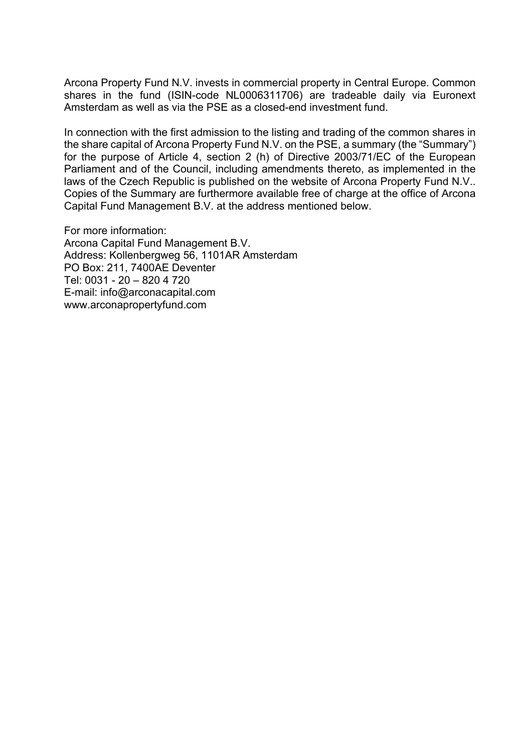Arcona Property Fund N.V. invests in commercial property in Central Europe. Common shares in the fund (ISIN-code NL0006311706) are tradeable daily via Euronext Amsterdam as well as via the PSE as a closed-end investment fund.

In connection with the first admission to the listing and trading of the common shares in the share capital of Arcona Property Fund N.V. on the PSE, a summary (the "Summary") for the purpose of Article 4, section 2 (h) of Directive 2003/71/EC of the European Parliament and of the Council, including amendments thereto, as implemented in the laws of the Czech Republic is published on the website of Arcona Property Fund N.V.. Copies of the Summary are furthermore available free of charge at the office of Arcona Capital Fund Management B.V. at the address mentioned below.

For more information:
Arcona Capital Fund Management B.V.
Address: Kollenbergweg 56, 1101AR Amsterdam
PO Box: 211, 7400AE Deventer
Tel: 0031 - 20 – 820 4 720
E-mail: info@arconacapital.com
www.arconapropertyfund.com